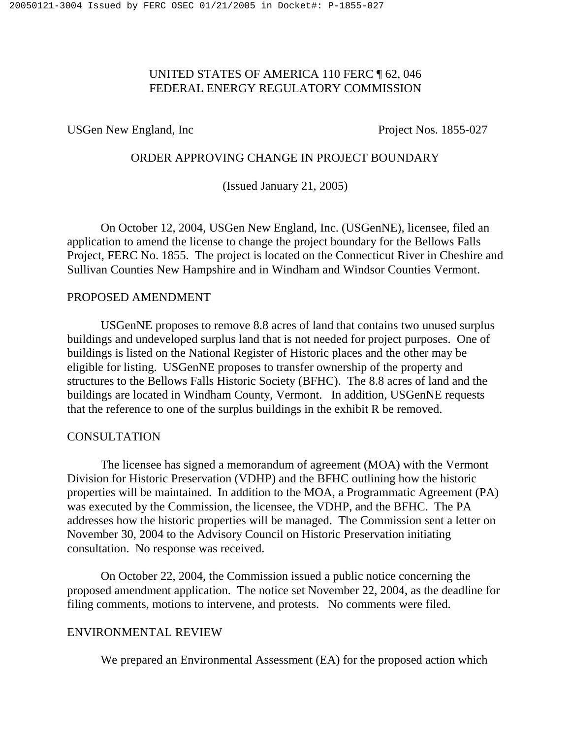UNITED STATES OF AMERICA 110 FERC ¶ 62, 046
FEDERAL ENERGY REGULATORY COMMISSION

USGen New England, Inc                                        Project Nos. 1855-027

ORDER APPROVING CHANGE IN PROJECT BOUNDARY

(Issued January 21, 2005)

On October 12, 2004, USGen New England, Inc. (USGenNE), licensee, filed an application to amend the license to change the project boundary for the Bellows Falls Project, FERC No. 1855. The project is located on the Connecticut River in Cheshire and Sullivan Counties New Hampshire and in Windham and Windsor Counties Vermont.

## PROPOSED AMENDMENT

USGenNE proposes to remove 8.8 acres of land that contains two unused surplus buildings and undeveloped surplus land that is not needed for project purposes. One of buildings is listed on the National Register of Historic places and the other may be eligible for listing. USGenNE proposes to transfer ownership of the property and structures to the Bellows Falls Historic Society (BFHC). The 8.8 acres of land and the buildings are located in Windham County, Vermont. In addition, USGenNE requests that the reference to one of the surplus buildings in the exhibit R be removed.

## CONSULTATION

The licensee has signed a memorandum of agreement (MOA) with the Vermont Division for Historic Preservation (VDHP) and the BFHC outlining how the historic properties will be maintained. In addition to the MOA, a Programmatic Agreement (PA) was executed by the Commission, the licensee, the VDHP, and the BFHC. The PA addresses how the historic properties will be managed. The Commission sent a letter on November 30, 2004 to the Advisory Council on Historic Preservation initiating consultation. No response was received.

On October 22, 2004, the Commission issued a public notice concerning the proposed amendment application. The notice set November 22, 2004, as the deadline for filing comments, motions to intervene, and protests. No comments were filed.

## ENVIRONMENTAL REVIEW

We prepared an Environmental Assessment (EA) for the proposed action which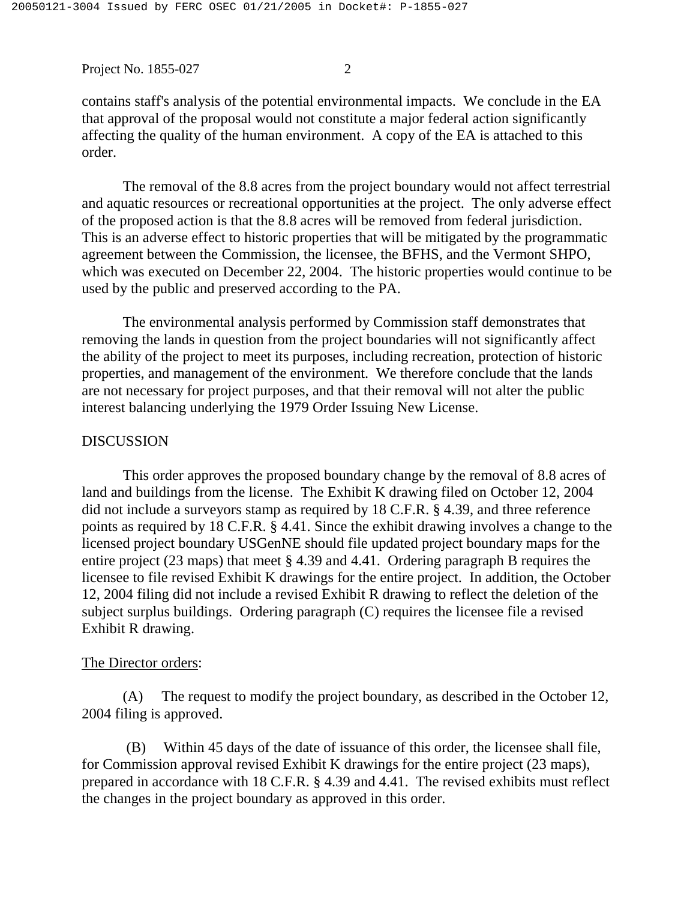contains staff's analysis of the potential environmental impacts. We conclude in the EA that approval of the proposal would not constitute a major federal action significantly affecting the quality of the human environment. A copy of the EA is attached to this order.

The removal of the 8.8 acres from the project boundary would not affect terrestrial and aquatic resources or recreational opportunities at the project. The only adverse effect of the proposed action is that the 8.8 acres will be removed from federal jurisdiction. This is an adverse effect to historic properties that will be mitigated by the programmatic agreement between the Commission, the licensee, the BFHS, and the Vermont SHPO, which was executed on December 22, 2004. The historic properties would continue to be used by the public and preserved according to the PA.

The environmental analysis performed by Commission staff demonstrates that removing the lands in question from the project boundaries will not significantly affect the ability of the project to meet its purposes, including recreation, protection of historic properties, and management of the environment. We therefore conclude that the lands are not necessary for project purposes, and that their removal will not alter the public interest balancing underlying the 1979 Order Issuing New License.

DISCUSSION

This order approves the proposed boundary change by the removal of 8.8 acres of land and buildings from the license. The Exhibit K drawing filed on October 12, 2004 did not include a surveyors stamp as required by 18 C.F.R. § 4.39, and three reference points as required by 18 C.F.R. § 4.41. Since the exhibit drawing involves a change to the licensed project boundary USGenNE should file updated project boundary maps for the entire project (23 maps) that meet § 4.39 and 4.41. Ordering paragraph B requires the licensee to file revised Exhibit K drawings for the entire project. In addition, the October 12, 2004 filing did not include a revised Exhibit R drawing to reflect the deletion of the subject surplus buildings. Ordering paragraph (C) requires the licensee file a revised Exhibit R drawing.

<u>The Director orders</u>:

(A) The request to modify the project boundary, as described in the October 12, 2004 filing is approved.

(B) Within 45 days of the date of issuance of this order, the licensee shall file, for Commission approval revised Exhibit K drawings for the entire project (23 maps), prepared in accordance with 18 C.F.R. § 4.39 and 4.41. The revised exhibits must reflect the changes in the project boundary as approved in this order.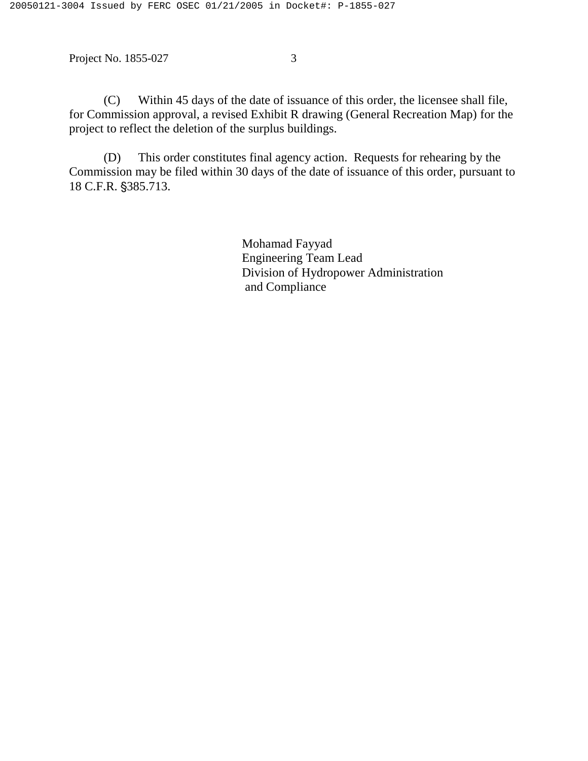(C) Within 45 days of the date of issuance of this order, the licensee shall file, for Commission approval, a revised Exhibit R drawing (General Recreation Map) for the project to reflect the deletion of the surplus buildings.

(D) This order constitutes final agency action. Requests for rehearing by the Commission may be filed within 30 days of the date of issuance of this order, pursuant to 18 C.F.R. §385.713.

Mohamad Fayyad
Engineering Team Lead
Division of Hydropower Administration
and Compliance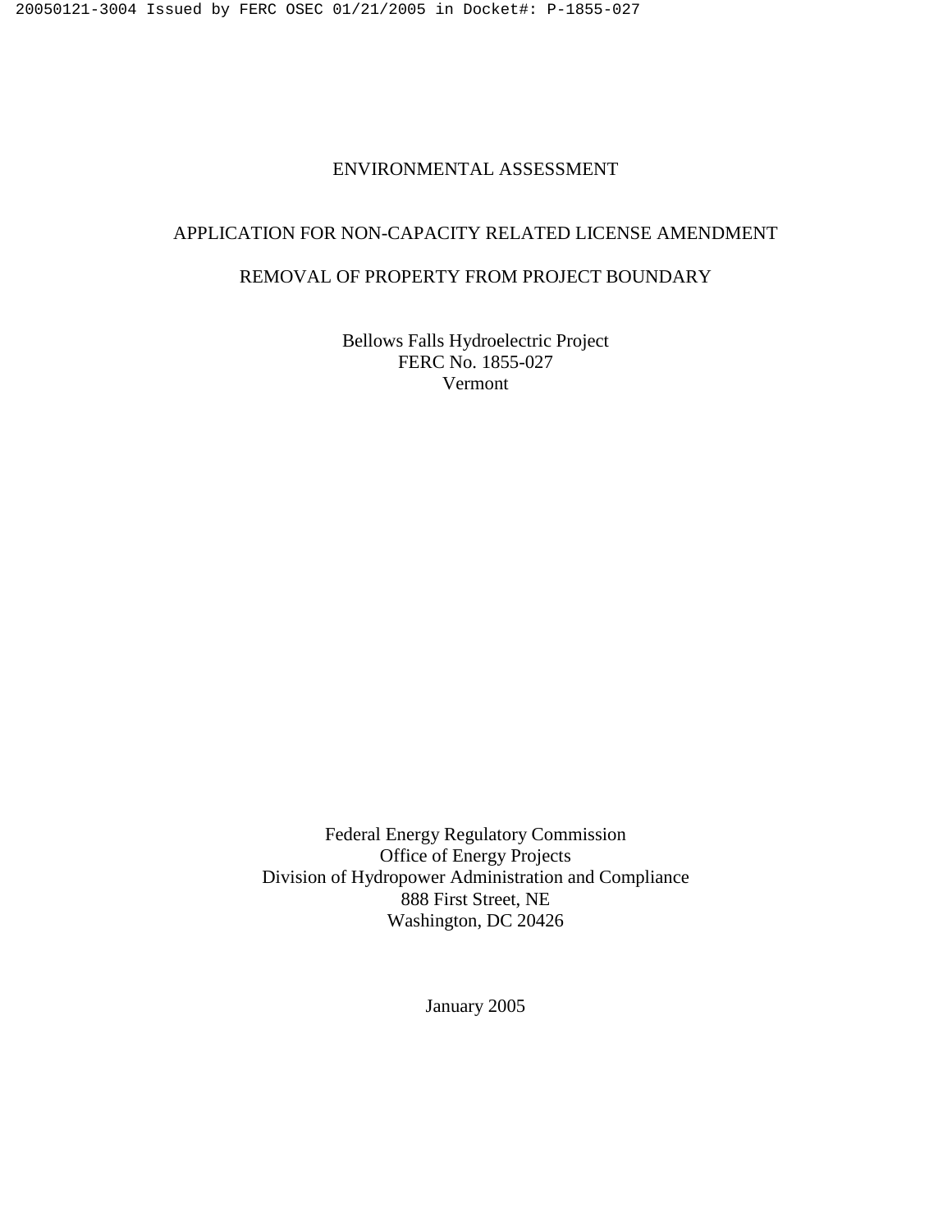# ENVIRONMENTAL ASSESSMENT

## APPLICATION FOR NON-CAPACITY RELATED LICENSE AMENDMENT

## REMOVAL OF PROPERTY FROM PROJECT BOUNDARY

Bellows Falls Hydroelectric Project
FERC No. 1855-027
Vermont

Federal Energy Regulatory Commission
Office of Energy Projects
Division of Hydropower Administration and Compliance
888 First Street, NE
Washington, DC 20426

January 2005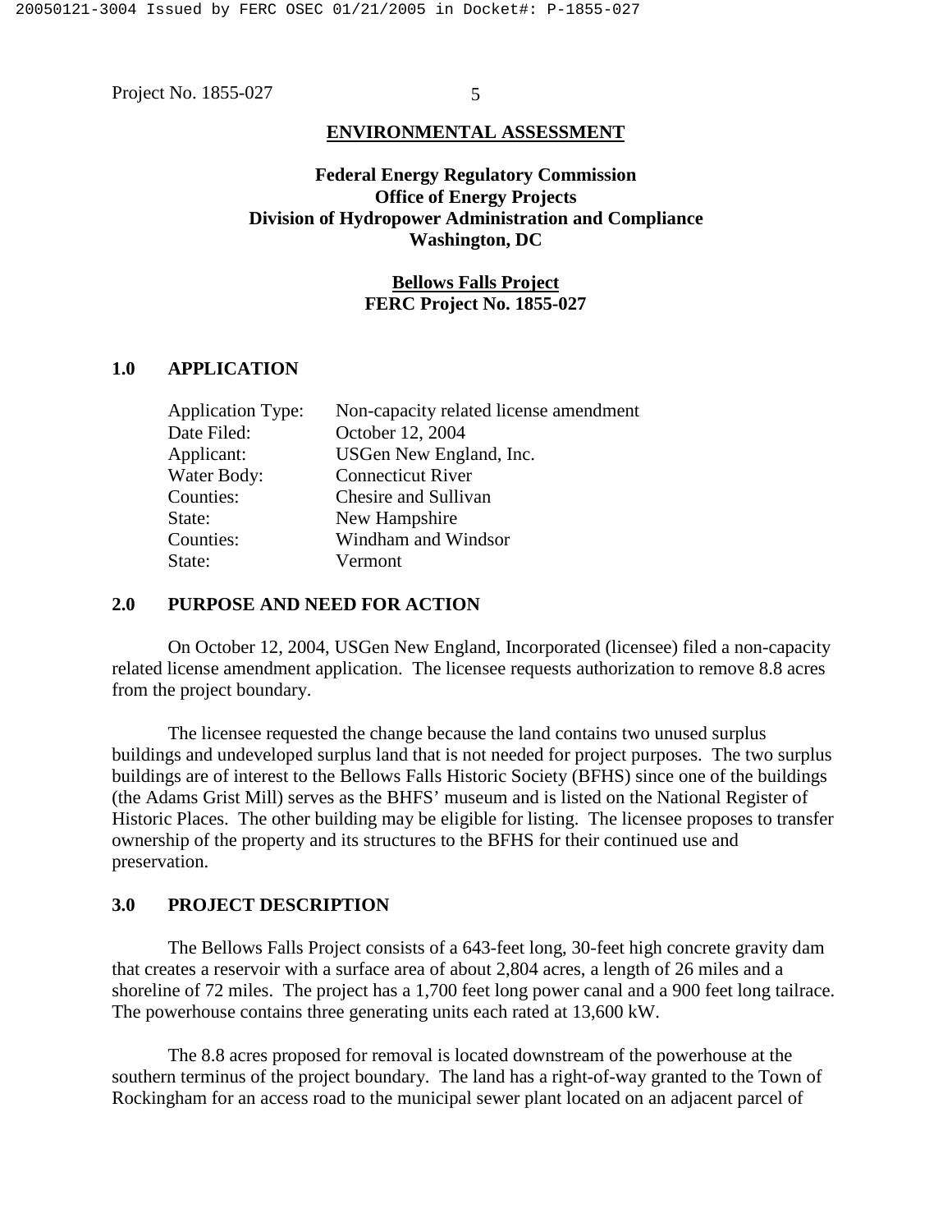## ENVIRONMENTAL ASSESSMENT

**Federal Energy Regulatory Commission**
**Office of Energy Projects**
**Division of Hydropower Administration and Compliance**
**Washington, DC**

**Bellows Falls Project**
**FERC Project No. 1855-027**

## 1.0 APPLICATION

| | |
|---|---|
| Application Type: | Non-capacity related license amendment |
| Date Filed: | October 12, 2004 |
| Applicant: | USGen New England, Inc. |
| Water Body: | Connecticut River |
| Counties: | Chesire and Sullivan |
| State: | New Hampshire |
| Counties: | Windham and Windsor |
| State: | Vermont |

## 2.0 PURPOSE AND NEED FOR ACTION

On October 12, 2004, USGen New England, Incorporated (licensee) filed a non-capacity related license amendment application. The licensee requests authorization to remove 8.8 acres from the project boundary.

The licensee requested the change because the land contains two unused surplus buildings and undeveloped surplus land that is not needed for project purposes. The two surplus buildings are of interest to the Bellows Falls Historic Society (BFHS) since one of the buildings (the Adams Grist Mill) serves as the BHFS' museum and is listed on the National Register of Historic Places. The other building may be eligible for listing. The licensee proposes to transfer ownership of the property and its structures to the BFHS for their continued use and preservation.

## 3.0 PROJECT DESCRIPTION

The Bellows Falls Project consists of a 643-feet long, 30-feet high concrete gravity dam that creates a reservoir with a surface area of about 2,804 acres, a length of 26 miles and a shoreline of 72 miles. The project has a 1,700 feet long power canal and a 900 feet long tailrace. The powerhouse contains three generating units each rated at 13,600 kW.

The 8.8 acres proposed for removal is located downstream of the powerhouse at the southern terminus of the project boundary. The land has a right-of-way granted to the Town of Rockingham for an access road to the municipal sewer plant located on an adjacent parcel of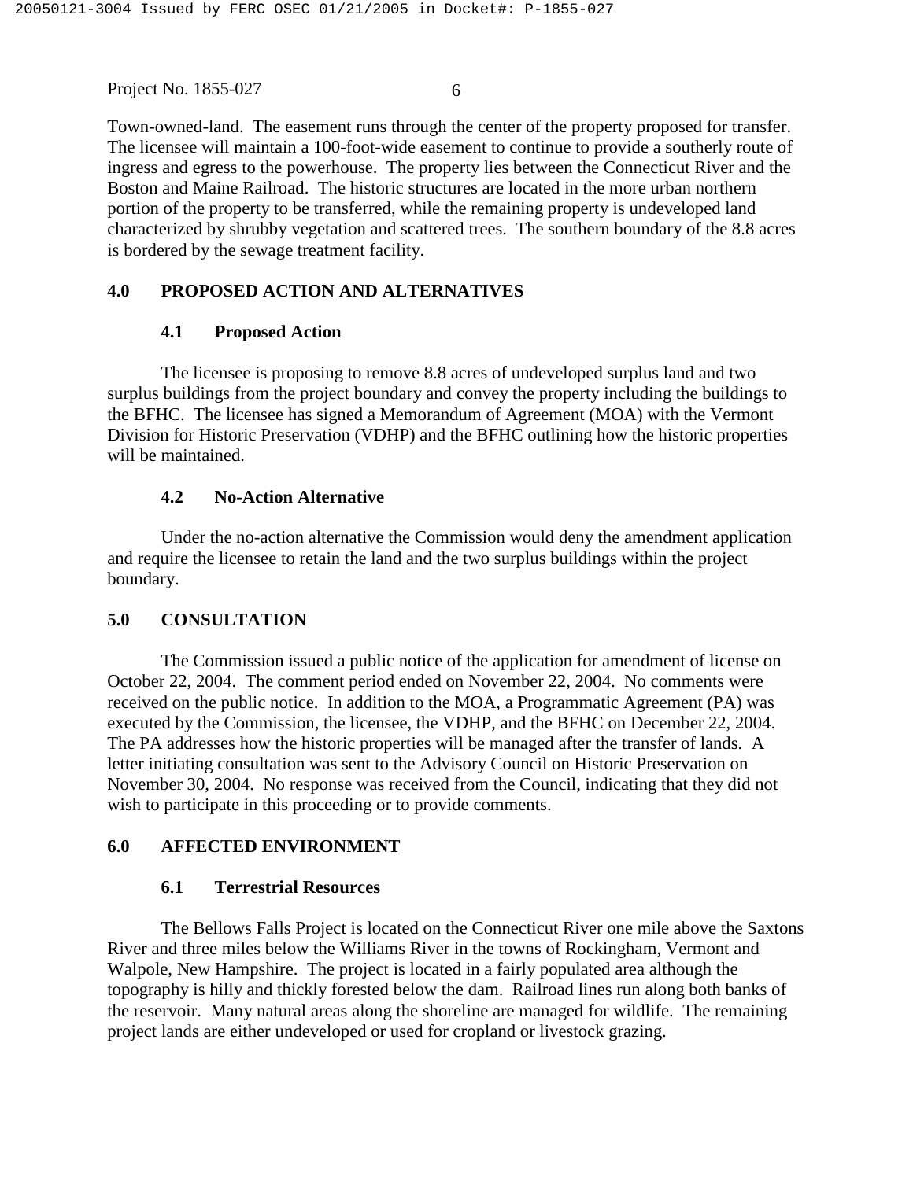Town-owned-land. The easement runs through the center of the property proposed for transfer. The licensee will maintain a 100-foot-wide easement to continue to provide a southerly route of ingress and egress to the powerhouse. The property lies between the Connecticut River and the Boston and Maine Railroad. The historic structures are located in the more urban northern portion of the property to be transferred, while the remaining property is undeveloped land characterized by shrubby vegetation and scattered trees. The southern boundary of the 8.8 acres is bordered by the sewage treatment facility.

## 4.0 PROPOSED ACTION AND ALTERNATIVES

### 4.1 Proposed Action

The licensee is proposing to remove 8.8 acres of undeveloped surplus land and two surplus buildings from the project boundary and convey the property including the buildings to the BFHC. The licensee has signed a Memorandum of Agreement (MOA) with the Vermont Division for Historic Preservation (VDHP) and the BFHC outlining how the historic properties will be maintained.

### 4.2 No-Action Alternative

Under the no-action alternative the Commission would deny the amendment application and require the licensee to retain the land and the two surplus buildings within the project boundary.

## 5.0 CONSULTATION

The Commission issued a public notice of the application for amendment of license on October 22, 2004. The comment period ended on November 22, 2004. No comments were received on the public notice. In addition to the MOA, a Programmatic Agreement (PA) was executed by the Commission, the licensee, the VDHP, and the BFHC on December 22, 2004. The PA addresses how the historic properties will be managed after the transfer of lands. A letter initiating consultation was sent to the Advisory Council on Historic Preservation on November 30, 2004. No response was received from the Council, indicating that they did not wish to participate in this proceeding or to provide comments.

## 6.0 AFFECTED ENVIRONMENT

### 6.1 Terrestrial Resources

The Bellows Falls Project is located on the Connecticut River one mile above the Saxtons River and three miles below the Williams River in the towns of Rockingham, Vermont and Walpole, New Hampshire. The project is located in a fairly populated area although the topography is hilly and thickly forested below the dam. Railroad lines run along both banks of the reservoir. Many natural areas along the shoreline are managed for wildlife. The remaining project lands are either undeveloped or used for cropland or livestock grazing.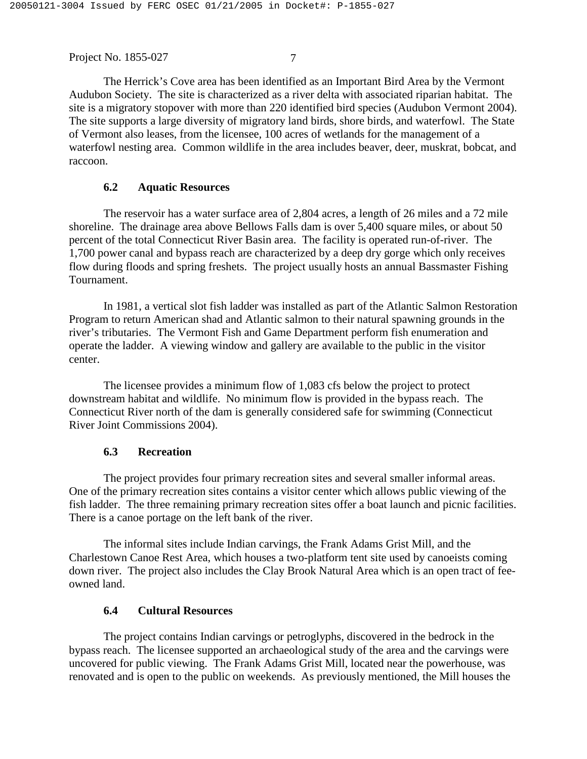The Herrick's Cove area has been identified as an Important Bird Area by the Vermont Audubon Society. The site is characterized as a river delta with associated riparian habitat. The site is a migratory stopover with more than 220 identified bird species (Audubon Vermont 2004). The site supports a large diversity of migratory land birds, shore birds, and waterfowl. The State of Vermont also leases, from the licensee, 100 acres of wetlands for the management of a waterfowl nesting area. Common wildlife in the area includes beaver, deer, muskrat, bobcat, and raccoon.

### 6.2 Aquatic Resources

The reservoir has a water surface area of 2,804 acres, a length of 26 miles and a 72 mile shoreline. The drainage area above Bellows Falls dam is over 5,400 square miles, or about 50 percent of the total Connecticut River Basin area. The facility is operated run-of-river. The 1,700 power canal and bypass reach are characterized by a deep dry gorge which only receives flow during floods and spring freshets. The project usually hosts an annual Bassmaster Fishing Tournament.

In 1981, a vertical slot fish ladder was installed as part of the Atlantic Salmon Restoration Program to return American shad and Atlantic salmon to their natural spawning grounds in the river's tributaries. The Vermont Fish and Game Department perform fish enumeration and operate the ladder. A viewing window and gallery are available to the public in the visitor center.

The licensee provides a minimum flow of 1,083 cfs below the project to protect downstream habitat and wildlife. No minimum flow is provided in the bypass reach. The Connecticut River north of the dam is generally considered safe for swimming (Connecticut River Joint Commissions 2004).

### 6.3 Recreation

The project provides four primary recreation sites and several smaller informal areas. One of the primary recreation sites contains a visitor center which allows public viewing of the fish ladder. The three remaining primary recreation sites offer a boat launch and picnic facilities. There is a canoe portage on the left bank of the river.

The informal sites include Indian carvings, the Frank Adams Grist Mill, and the Charlestown Canoe Rest Area, which houses a two-platform tent site used by canoeists coming down river. The project also includes the Clay Brook Natural Area which is an open tract of fee-owned land.

### 6.4 Cultural Resources

The project contains Indian carvings or petroglyphs, discovered in the bedrock in the bypass reach. The licensee supported an archaeological study of the area and the carvings were uncovered for public viewing. The Frank Adams Grist Mill, located near the powerhouse, was renovated and is open to the public on weekends. As previously mentioned, the Mill houses the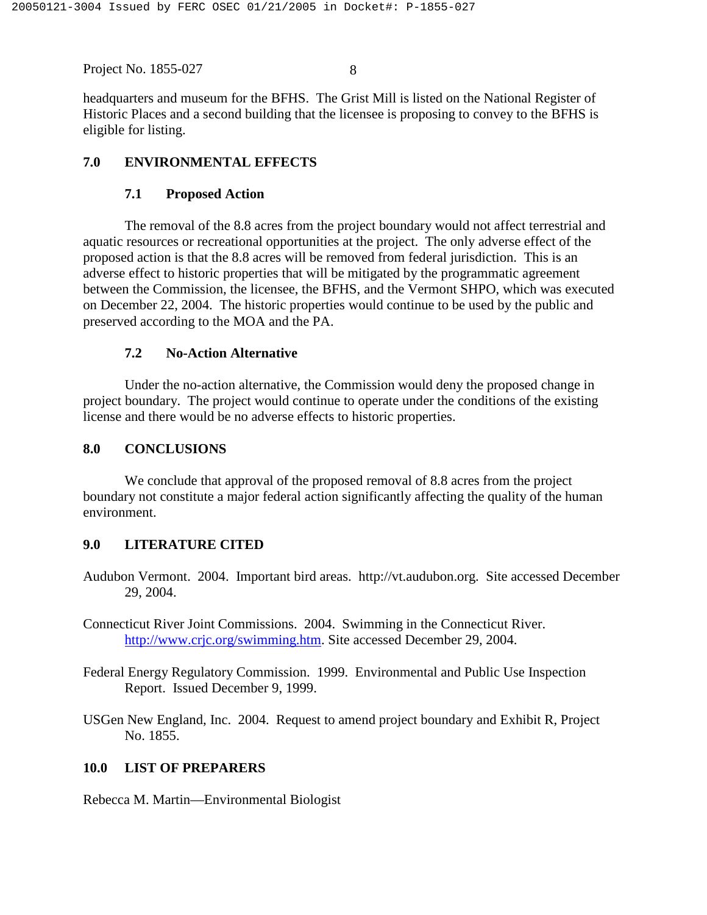headquarters and museum for the BFHS. The Grist Mill is listed on the National Register of Historic Places and a second building that the licensee is proposing to convey to the BFHS is eligible for listing.

## 7.0 ENVIRONMENTAL EFFECTS

### 7.1 Proposed Action

The removal of the 8.8 acres from the project boundary would not affect terrestrial and aquatic resources or recreational opportunities at the project. The only adverse effect of the proposed action is that the 8.8 acres will be removed from federal jurisdiction. This is an adverse effect to historic properties that will be mitigated by the programmatic agreement between the Commission, the licensee, the BFHS, and the Vermont SHPO, which was executed on December 22, 2004. The historic properties would continue to be used by the public and preserved according to the MOA and the PA.

### 7.2 No-Action Alternative

Under the no-action alternative, the Commission would deny the proposed change in project boundary. The project would continue to operate under the conditions of the existing license and there would be no adverse effects to historic properties.

## 8.0 CONCLUSIONS

We conclude that approval of the proposed removal of 8.8 acres from the project boundary not constitute a major federal action significantly affecting the quality of the human environment.

## 9.0 LITERATURE CITED

Audubon Vermont. 2004. Important bird areas. http://vt.audubon.org. Site accessed December 29, 2004.

Connecticut River Joint Commissions. 2004. Swimming in the Connecticut River. http://www.crjc.org/swimming.htm. Site accessed December 29, 2004.

Federal Energy Regulatory Commission. 1999. Environmental and Public Use Inspection Report. Issued December 9, 1999.

USGen New England, Inc. 2004. Request to amend project boundary and Exhibit R, Project No. 1855.

## 10.0 LIST OF PREPARERS

Rebecca M. Martin—Environmental Biologist